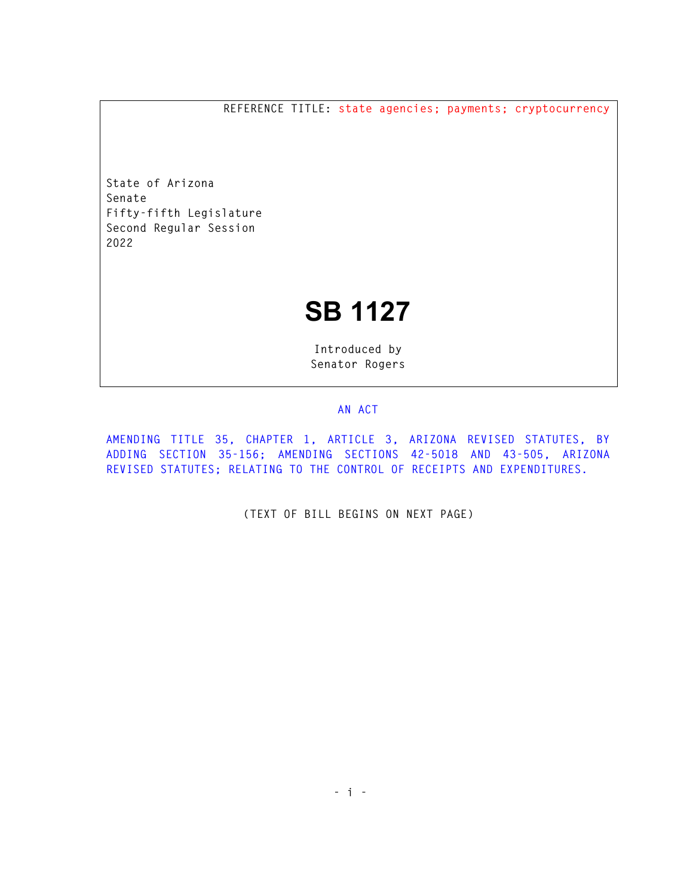REFERENCE TITLE: state agencies; payments; cryptocurrency

State of Arizona
Senate
Fifty-fifth Legislature
Second Regular Session
2022

# SB 1127

Introduced by
Senator Rogers

AN ACT

AMENDING TITLE 35, CHAPTER 1, ARTICLE 3, ARIZONA REVISED STATUTES, BY ADDING SECTION 35-156; AMENDING SECTIONS 42-5018 AND 43-505, ARIZONA REVISED STATUTES; RELATING TO THE CONTROL OF RECEIPTS AND EXPENDITURES.

(TEXT OF BILL BEGINS ON NEXT PAGE)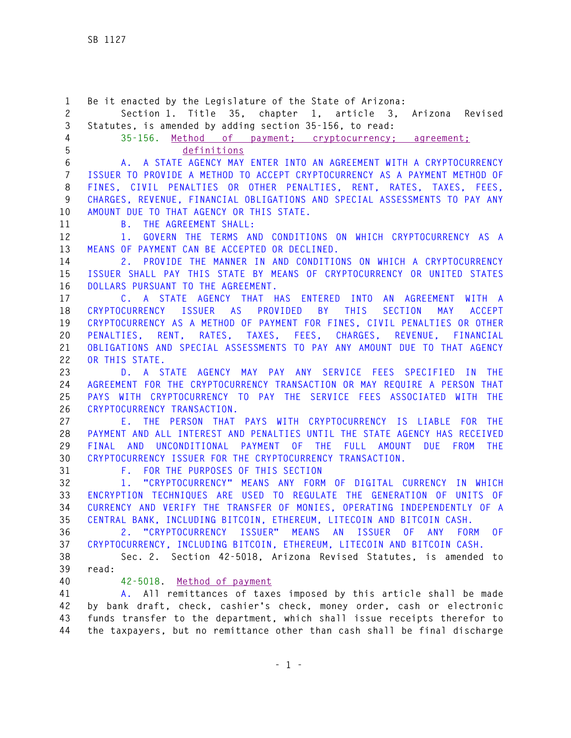Be it enacted by the Legislature of the State of Arizona:

Section 1. Title 35, chapter 1, article 3, Arizona Revised Statutes, is amended by adding section 35-156, to read:

35-156. Method of payment; cryptocurrency; agreement; definitions

A. A STATE AGENCY MAY ENTER INTO AN AGREEMENT WITH A CRYPTOCURRENCY ISSUER TO PROVIDE A METHOD TO ACCEPT CRYPTOCURRENCY AS A PAYMENT METHOD OF FINES, CIVIL PENALTIES OR OTHER PENALTIES, RENT, RATES, TAXES, FEES, CHARGES, REVENUE, FINANCIAL OBLIGATIONS AND SPECIAL ASSESSMENTS TO PAY ANY AMOUNT DUE TO THAT AGENCY OR THIS STATE.

B. THE AGREEMENT SHALL:

1. GOVERN THE TERMS AND CONDITIONS ON WHICH CRYPTOCURRENCY AS A MEANS OF PAYMENT CAN BE ACCEPTED OR DECLINED.

2. PROVIDE THE MANNER IN AND CONDITIONS ON WHICH A CRYPTOCURRENCY ISSUER SHALL PAY THIS STATE BY MEANS OF CRYPTOCURRENCY OR UNITED STATES DOLLARS PURSUANT TO THE AGREEMENT.

C. A STATE AGENCY THAT HAS ENTERED INTO AN AGREEMENT WITH A CRYPTOCURRENCY ISSUER AS PROVIDED BY THIS SECTION MAY ACCEPT CRYPTOCURRENCY AS A METHOD OF PAYMENT FOR FINES, CIVIL PENALTIES OR OTHER PENALTIES, RENT, RATES, TAXES, FEES, CHARGES, REVENUE, FINANCIAL OBLIGATIONS AND SPECIAL ASSESSMENTS TO PAY ANY AMOUNT DUE TO THAT AGENCY OR THIS STATE.

D. A STATE AGENCY MAY PAY ANY SERVICE FEES SPECIFIED IN THE AGREEMENT FOR THE CRYPTOCURRENCY TRANSACTION OR MAY REQUIRE A PERSON THAT PAYS WITH CRYPTOCURRENCY TO PAY THE SERVICE FEES ASSOCIATED WITH THE CRYPTOCURRENCY TRANSACTION.

E. THE PERSON THAT PAYS WITH CRYPTOCURRENCY IS LIABLE FOR THE PAYMENT AND ALL INTEREST AND PENALTIES UNTIL THE STATE AGENCY HAS RECEIVED FINAL AND UNCONDITIONAL PAYMENT OF THE FULL AMOUNT DUE FROM THE CRYPTOCURRENCY ISSUER FOR THE CRYPTOCURRENCY TRANSACTION.

F. FOR THE PURPOSES OF THIS SECTION

1. "CRYPTOCURRENCY" MEANS ANY FORM OF DIGITAL CURRENCY IN WHICH ENCRYPTION TECHNIQUES ARE USED TO REGULATE THE GENERATION OF UNITS OF CURRENCY AND VERIFY THE TRANSFER OF MONIES, OPERATING INDEPENDENTLY OF A CENTRAL BANK, INCLUDING BITCOIN, ETHEREUM, LITECOIN AND BITCOIN CASH.

2. "CRYPTOCURRENCY ISSUER" MEANS AN ISSUER OF ANY FORM OF CRYPTOCURRENCY, INCLUDING BITCOIN, ETHEREUM, LITECOIN AND BITCOIN CASH.

Sec. 2. Section 42-5018, Arizona Revised Statutes, is amended to read:

42-5018. Method of payment

A. All remittances of taxes imposed by this article shall be made by bank draft, check, cashier's check, money order, cash or electronic funds transfer to the department, which shall issue receipts therefor to the taxpayers, but no remittance other than cash shall be final discharge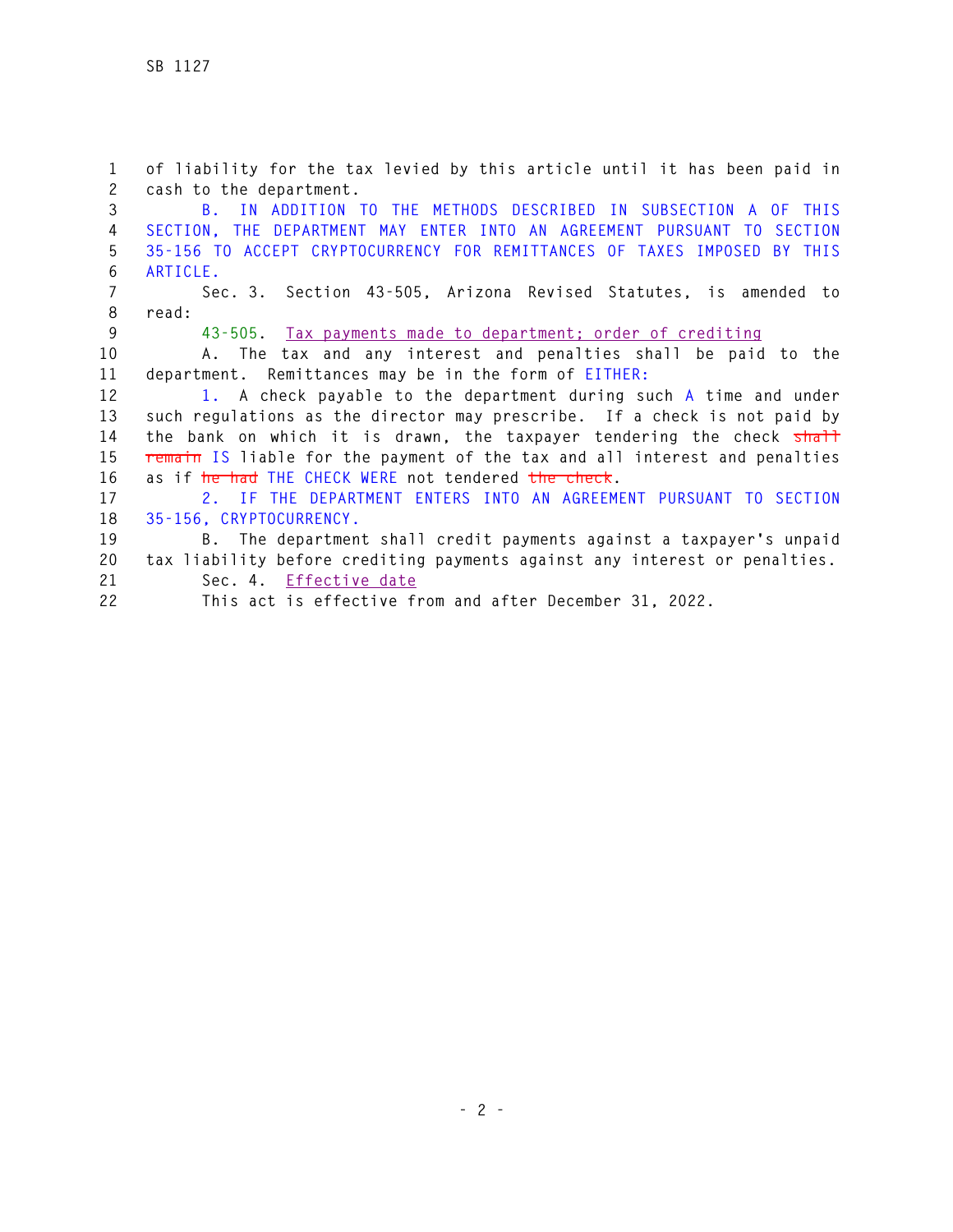of liability for the tax levied by this article until it has been paid in cash to the department.

B. IN ADDITION TO THE METHODS DESCRIBED IN SUBSECTION A OF THIS SECTION, THE DEPARTMENT MAY ENTER INTO AN AGREEMENT PURSUANT TO SECTION 35-156 TO ACCEPT CRYPTOCURRENCY FOR REMITTANCES OF TAXES IMPOSED BY THIS ARTICLE.

Sec. 3. Section 43-505, Arizona Revised Statutes, is amended to read:

43-505. Tax payments made to department; order of crediting

A. The tax and any interest and penalties shall be paid to the department. Remittances may be in the form of EITHER:

1. A check payable to the department during such A time and under such regulations as the director may prescribe. If a check is not paid by the bank on which it is drawn, the taxpayer tendering the check ~~shall remain~~ IS liable for the payment of the tax and all interest and penalties as if ~~he had~~ THE CHECK WERE not tendered ~~the check~~.

2. IF THE DEPARTMENT ENTERS INTO AN AGREEMENT PURSUANT TO SECTION 35-156, CRYPTOCURRENCY.

B. The department shall credit payments against a taxpayer's unpaid tax liability before crediting payments against any interest or penalties.

Sec. 4. Effective date

This act is effective from and after December 31, 2022.